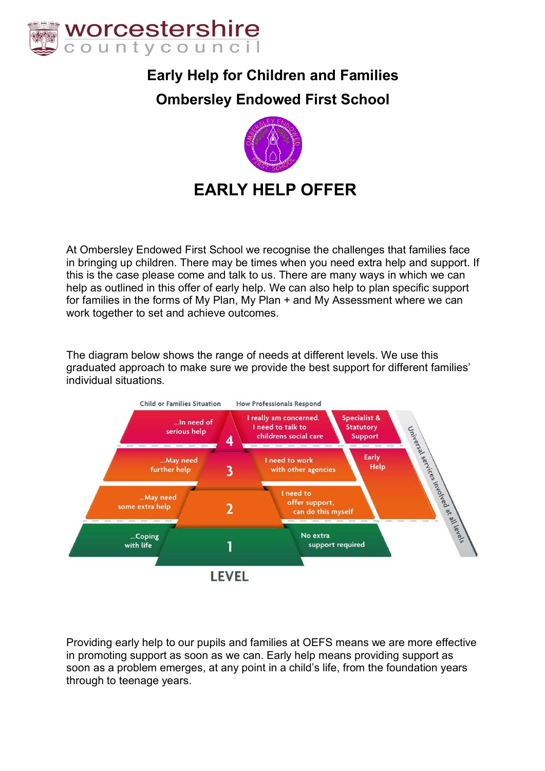# Early Help for Children and Families

## Ombersley Endowed First School

# EARLY HELP OFFER

At Ombersley Endowed First School we recognise the challenges that families face in bringing up children. There may be times when you need extra help and support. If this is the case please come and talk to us. There are many ways in which we can help as outlined in this offer of early help. We can also help to plan specific support for families in the forms of My Plan, My Plan + and My Assessment where we can work together to set and achieve outcomes.

The diagram below shows the range of needs at different levels. We use this graduated approach to make sure we provide the best support for different families' individual situations.

| Child or Families Situation | Level | How Professionals Respond | |
|---|---|---|---|
| ...In need of serious help | 4 | I really am concerned. I need to talk to childrens social care | Specialist & Statutory Support |
| ...May need further help | 3 | I need to work with other agencies | Early Help |
| ...May need some extra help | 2 | I need to offer support, can do this myself | |
| ...Coping with life | 1 | No extra support required | |

Universal services involved at all levels

Providing early help to our pupils and families at OEFS means we are more effective in promoting support as soon as we can. Early help means providing support as soon as a problem emerges, at any point in a child's life, from the foundation years through to teenage years.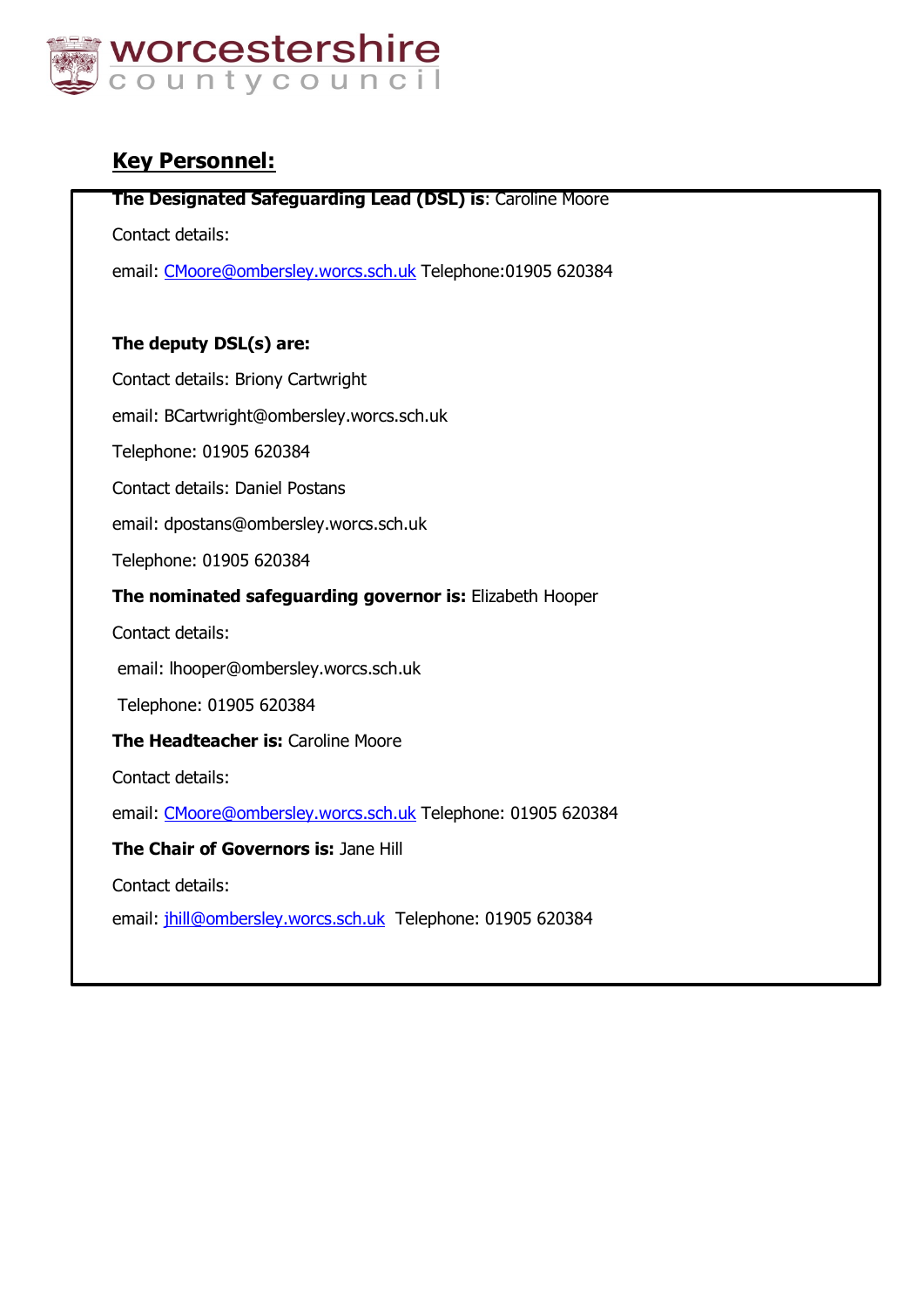## Key Personnel:

**The Designated Safeguarding Lead (DSL) is**: Caroline Moore

Contact details:

email: CMoore@ombersley.worcs.sch.uk Telephone:01905 620384

**The deputy DSL(s) are:**

Contact details: Briony Cartwright

email: BCartwright@ombersley.worcs.sch.uk

Telephone: 01905 620384

Contact details: Daniel Postans

email: dpostans@ombersley.worcs.sch.uk

Telephone: 01905 620384

**The nominated safeguarding governor is:** Elizabeth Hooper

Contact details:

email: lhooper@ombersley.worcs.sch.uk

Telephone: 01905 620384

**The Headteacher is:** Caroline Moore

Contact details:

email: CMoore@ombersley.worcs.sch.uk Telephone: 01905 620384

**The Chair of Governors is:** Jane Hill

Contact details:

email: jhill@ombersley.worcs.sch.uk Telephone: 01905 620384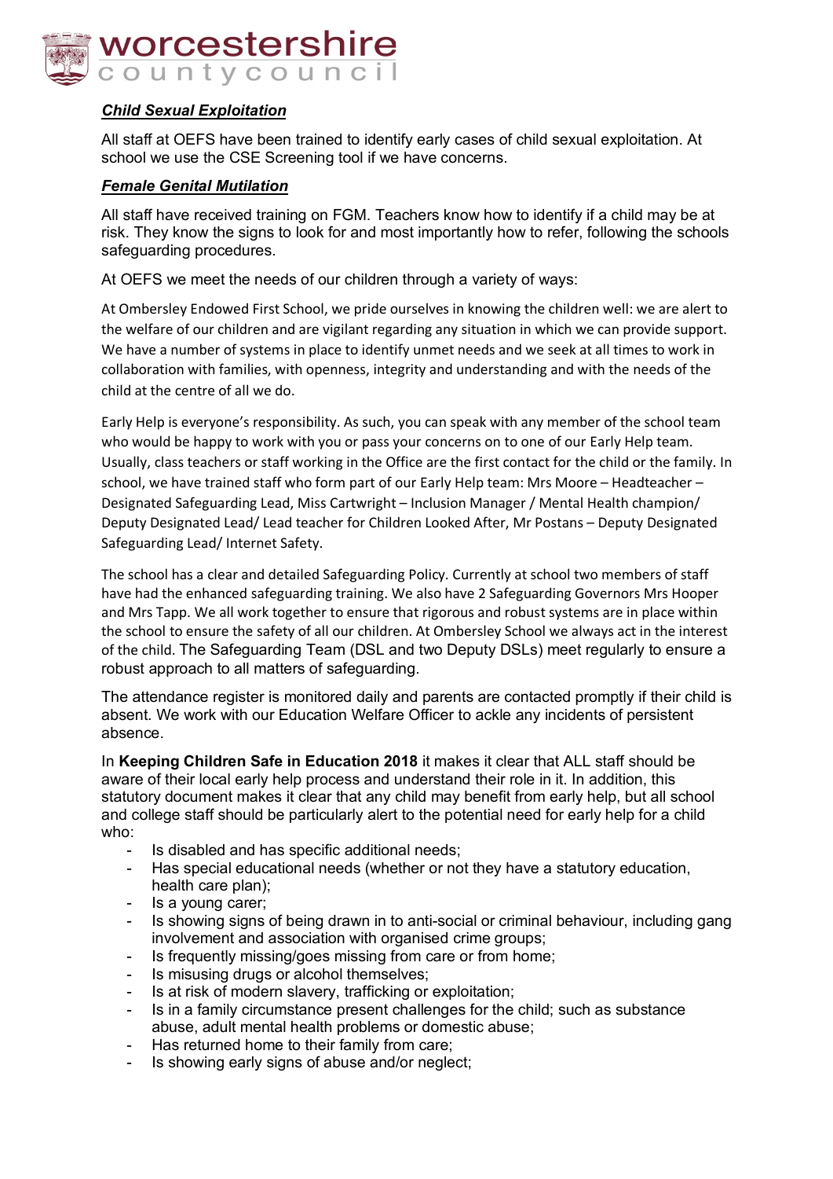***Child Sexual Exploitation***

All staff at OEFS have been trained to identify early cases of child sexual exploitation. At school we use the CSE Screening tool if we have concerns.

***Female Genital Mutilation***

All staff have received training on FGM. Teachers know how to identify if a child may be at risk. They know the signs to look for and most importantly how to refer, following the schools safeguarding procedures.

At OEFS we meet the needs of our children through a variety of ways:

At Ombersley Endowed First School, we pride ourselves in knowing the children well: we are alert to the welfare of our children and are vigilant regarding any situation in which we can provide support. We have a number of systems in place to identify unmet needs and we seek at all times to work in collaboration with families, with openness, integrity and understanding and with the needs of the child at the centre of all we do.

Early Help is everyone's responsibility. As such, you can speak with any member of the school team who would be happy to work with you or pass your concerns on to one of our Early Help team. Usually, class teachers or staff working in the Office are the first contact for the child or the family. In school, we have trained staff who form part of our Early Help team: Mrs Moore – Headteacher – Designated Safeguarding Lead, Miss Cartwright – Inclusion Manager / Mental Health champion/ Deputy Designated Lead/ Lead teacher for Children Looked After, Mr Postans – Deputy Designated Safeguarding Lead/ Internet Safety.

The school has a clear and detailed Safeguarding Policy. Currently at school two members of staff have had the enhanced safeguarding training. We also have 2 Safeguarding Governors Mrs Hooper and Mrs Tapp. We all work together to ensure that rigorous and robust systems are in place within the school to ensure the safety of all our children. At Ombersley School we always act in the interest of the child. The Safeguarding Team (DSL and two Deputy DSLs) meet regularly to ensure a robust approach to all matters of safeguarding.

The attendance register is monitored daily and parents are contacted promptly if their child is absent. We work with our Education Welfare Officer to ackle any incidents of persistent absence.

In **Keeping Children Safe in Education 2018** it makes it clear that ALL staff should be aware of their local early help process and understand their role in it. In addition, this statutory document makes it clear that any child may benefit from early help, but all school and college staff should be particularly alert to the potential need for early help for a child who:

- Is disabled and has specific additional needs;
- Has special educational needs (whether or not they have a statutory education, health care plan);
- Is a young carer;
- Is showing signs of being drawn in to anti-social or criminal behaviour, including gang involvement and association with organised crime groups;
- Is frequently missing/goes missing from care or from home;
- Is misusing drugs or alcohol themselves;
- Is at risk of modern slavery, trafficking or exploitation;
- Is in a family circumstance present challenges for the child; such as substance abuse, adult mental health problems or domestic abuse;
- Has returned home to their family from care;
- Is showing early signs of abuse and/or neglect;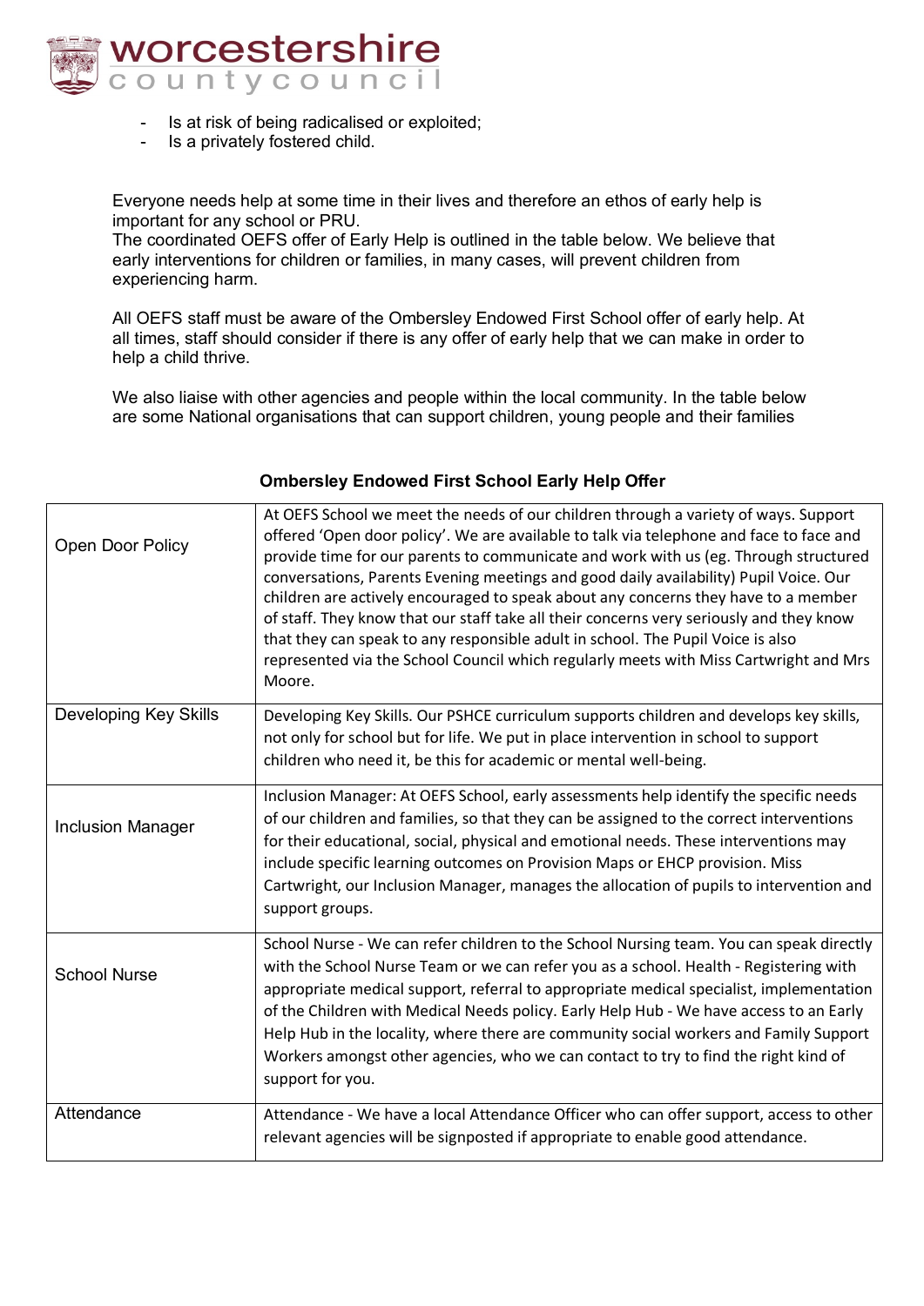- Is at risk of being radicalised or exploited;
- Is a privately fostered child.

Everyone needs help at some time in their lives and therefore an ethos of early help is important for any school or PRU.
The coordinated OEFS offer of Early Help is outlined in the table below. We believe that early interventions for children or families, in many cases, will prevent children from experiencing harm.

All OEFS staff must be aware of the Ombersley Endowed First School offer of early help. At all times, staff should consider if there is any offer of early help that we can make in order to help a child thrive.

We also liaise with other agencies and people within the local community. In the table below are some National organisations that can support children, young people and their families

**Ombersley Endowed First School Early Help Offer**

| | |
|---|---|
| Open Door Policy | At OEFS School we meet the needs of our children through a variety of ways. Support offered 'Open door policy'. We are available to talk via telephone and face to face and provide time for our parents to communicate and work with us (eg. Through structured conversations, Parents Evening meetings and good daily availability) Pupil Voice. Our children are actively encouraged to speak about any concerns they have to a member of staff. They know that our staff take all their concerns very seriously and they know that they can speak to any responsible adult in school. The Pupil Voice is also represented via the School Council which regularly meets with Miss Cartwright and Mrs Moore. |
| Developing Key Skills | Developing Key Skills. Our PSHCE curriculum supports children and develops key skills, not only for school but for life. We put in place intervention in school to support children who need it, be this for academic or mental well-being. |
| Inclusion Manager | Inclusion Manager: At OEFS School, early assessments help identify the specific needs of our children and families, so that they can be assigned to the correct interventions for their educational, social, physical and emotional needs. These interventions may include specific learning outcomes on Provision Maps or EHCP provision. Miss Cartwright, our Inclusion Manager, manages the allocation of pupils to intervention and support groups. |
| School Nurse | School Nurse - We can refer children to the School Nursing team. You can speak directly with the School Nurse Team or we can refer you as a school. Health - Registering with appropriate medical support, referral to appropriate medical specialist, implementation of the Children with Medical Needs policy. Early Help Hub - We have access to an Early Help Hub in the locality, where there are community social workers and Family Support Workers amongst other agencies, who we can contact to try to find the right kind of support for you. |
| Attendance | Attendance - We have a local Attendance Officer who can offer support, access to other relevant agencies will be signposted if appropriate to enable good attendance. |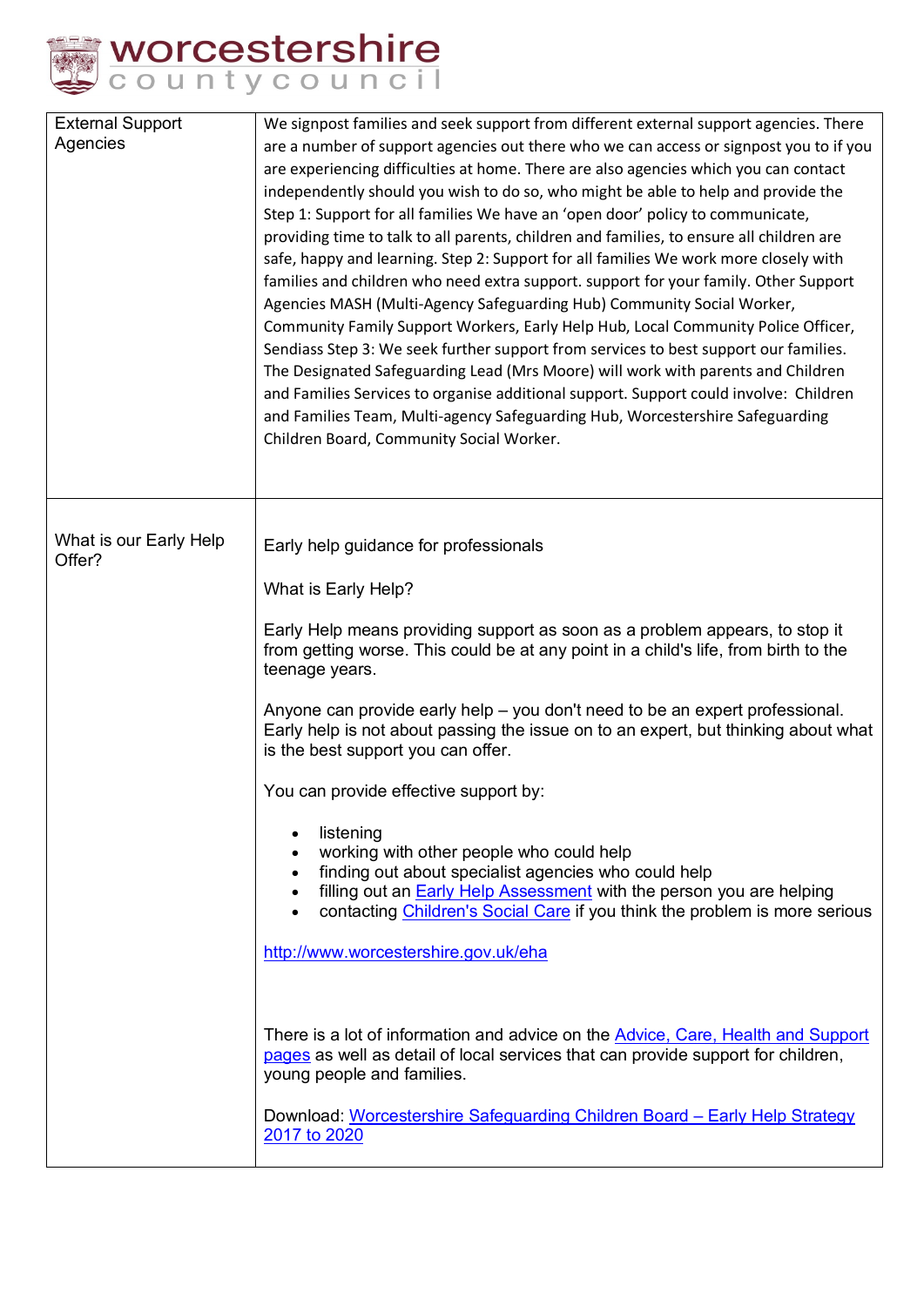| | |
|---|---|
| External Support Agencies | We signpost families and seek support from different external support agencies. There are a number of support agencies out there who we can access or signpost you to if you are experiencing difficulties at home. There are also agencies which you can contact independently should you wish to do so, who might be able to help and provide the Step 1: Support for all families We have an 'open door' policy to communicate, providing time to talk to all parents, children and families, to ensure all children are safe, happy and learning. Step 2: Support for all families We work more closely with families and children who need extra support. support for your family. Other Support Agencies MASH (Multi-Agency Safeguarding Hub) Community Social Worker, Community Family Support Workers, Early Help Hub, Local Community Police Officer, Sendiass Step 3: We seek further support from services to best support our families. The Designated Safeguarding Lead (Mrs Moore) will work with parents and Children and Families Services to organise additional support. Support could involve: Children and Families Team, Multi-agency Safeguarding Hub, Worcestershire Safeguarding Children Board, Community Social Worker. |
| What is our Early Help Offer? | Early help guidance for professionals<br><br>What is Early Help?<br><br>Early Help means providing support as soon as a problem appears, to stop it from getting worse. This could be at any point in a child's life, from birth to the teenage years.<br><br>Anyone can provide early help – you don't need to be an expert professional. Early help is not about passing the issue on to an expert, but thinking about what is the best support you can offer.<br><br>You can provide effective support by:<br><br>• listening<br>• working with other people who could help<br>• finding out about specialist agencies who could help<br>• filling out an Early Help Assessment with the person you are helping<br>• contacting Children's Social Care if you think the problem is more serious<br><br>http://www.worcestershire.gov.uk/eha<br><br>There is a lot of information and advice on the Advice, Care, Health and Support pages as well as detail of local services that can provide support for children, young people and families.<br><br>Download: Worcestershire Safeguarding Children Board – Early Help Strategy 2017 to 2020 |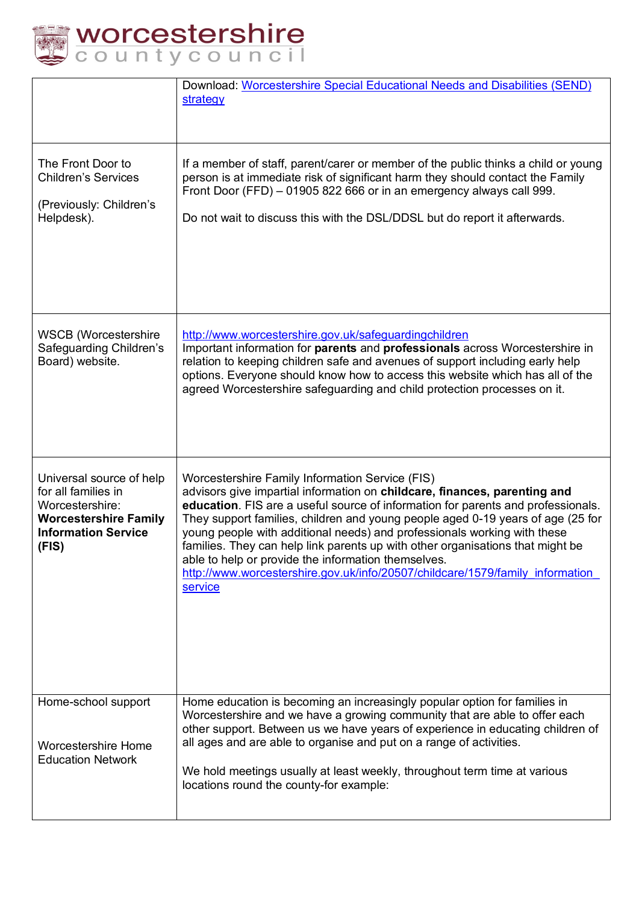| | |
|---|---|
| | Download: [Worcestershire Special Educational Needs and Disabilities (SEND) strategy]() |
| The Front Door to Children's Services<br><br>(Previously: Children's Helpdesk). | If a member of staff, parent/carer or member of the public thinks a child or young person is at immediate risk of significant harm they should contact the Family Front Door (FFD) – 01905 822 666 or in an emergency always call 999.<br><br>Do not wait to discuss this with the DSL/DDSL but do report it afterwards. |
| WSCB (Worcestershire Safeguarding Children's Board) website. | http://www.worcestershire.gov.uk/safeguardingchildren<br>Important information for **parents** and **professionals** across Worcestershire in relation to keeping children safe and avenues of support including early help options. Everyone should know how to access this website which has all of the agreed Worcestershire safeguarding and child protection processes on it. |
| Universal source of help for all families in Worcestershire: **Worcestershire Family Information Service (FIS)** | Worcestershire Family Information Service (FIS) advisors give impartial information on **childcare, finances, parenting and education**. FIS are a useful source of information for parents and professionals. They support families, children and young people aged 0-19 years of age (25 for young people with additional needs) and professionals working with these families. They can help link parents up with other organisations that might be able to help or provide the information themselves.<br>http://www.worcestershire.gov.uk/info/20507/childcare/1579/family_information_service |
| Home-school support<br><br>Worcestershire Home Education Network | Home education is becoming an increasingly popular option for families in Worcestershire and we have a growing community that are able to offer each other support. Between us we have years of experience in educating children of all ages and are able to organise and put on a range of activities.<br><br>We hold meetings usually at least weekly, throughout term time at various locations round the county-for example: |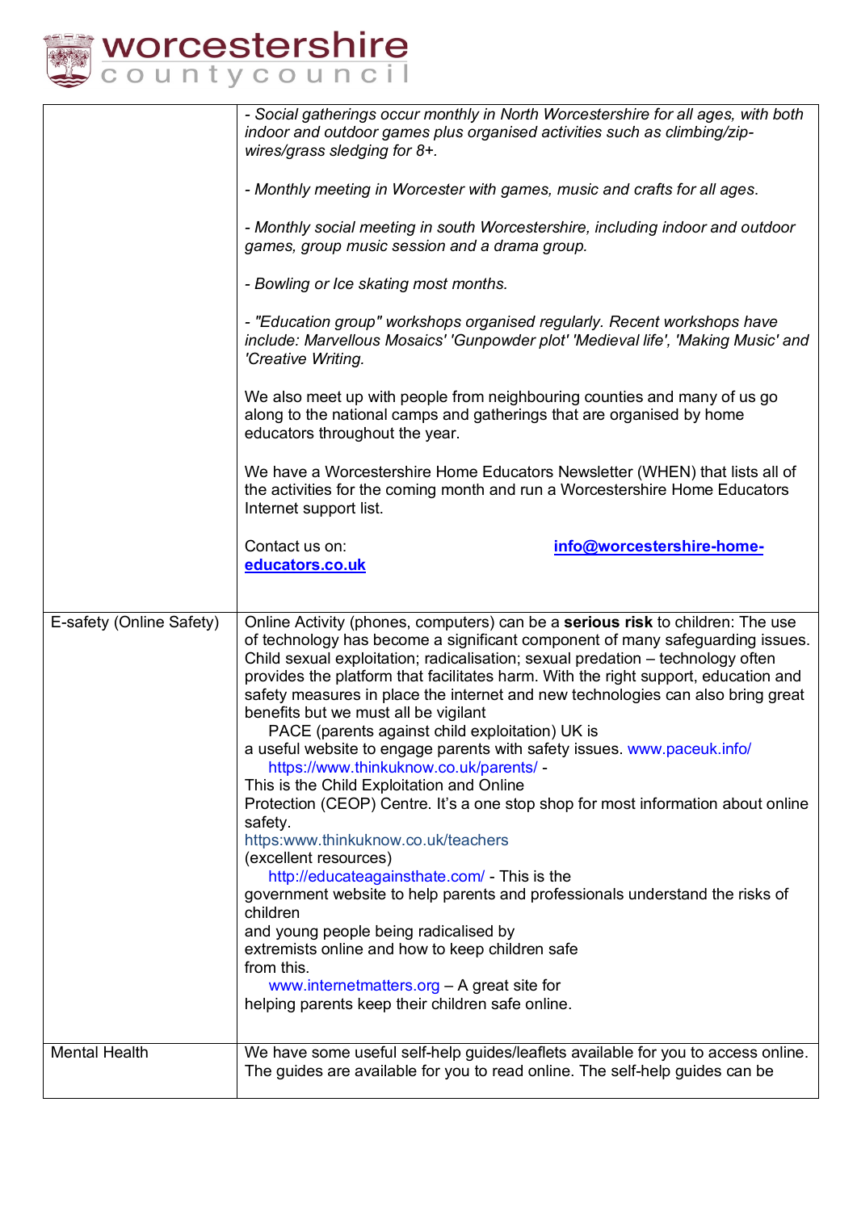| | |
|---|---|
| | *- Social gatherings occur monthly in North Worcestershire for all ages, with both indoor and outdoor games plus organised activities such as climbing/zip-wires/grass sledging for 8+.*<br><br>*- Monthly meeting in Worcester with games, music and crafts for all ages.*<br><br>*- Monthly social meeting in south Worcestershire, including indoor and outdoor games, group music session and a drama group.*<br><br>*- Bowling or Ice skating most months.*<br><br>*- "Education group" workshops organised regularly. Recent workshops have include: Marvellous Mosaics' 'Gunpowder plot' 'Medieval life', 'Making Music' and 'Creative Writing.*<br><br>We also meet up with people from neighbouring counties and many of us go along to the national camps and gatherings that are organised by home educators throughout the year.<br><br>We have a Worcestershire Home Educators Newsletter (WHEN) that lists all of the activities for the coming month and run a Worcestershire Home Educators Internet support list.<br><br>Contact us on: **info@worcestershire-home-educators.co.uk** |
| E-safety (Online Safety) | Online Activity (phones, computers) can be a **serious risk** to children: The use of technology has become a significant component of many safeguarding issues. Child sexual exploitation; radicalisation; sexual predation – technology often provides the platform that facilitates harm. With the right support, education and safety measures in place the internet and new technologies can also bring great benefits but we must all be vigilant<br>PACE (parents against child exploitation) UK is a useful website to engage parents with safety issues. www.paceuk.info/<br>https://www.thinkuknow.co.uk/parents/ - This is the Child Exploitation and Online Protection (CEOP) Centre. It's a one stop shop for most information about online safety.<br>https:www.thinkuknow.co.uk/teachers (excellent resources)<br>http://educateagainsthate.com/ - This is the government website to help parents and professionals understand the risks of children and young people being radicalised by extremists online and how to keep children safe from this.<br>www.internetmatters.org – A great site for helping parents keep their children safe online. |
| Mental Health | We have some useful self-help guides/leaflets available for you to access online. The guides are available for you to read online. The self-help guides can be |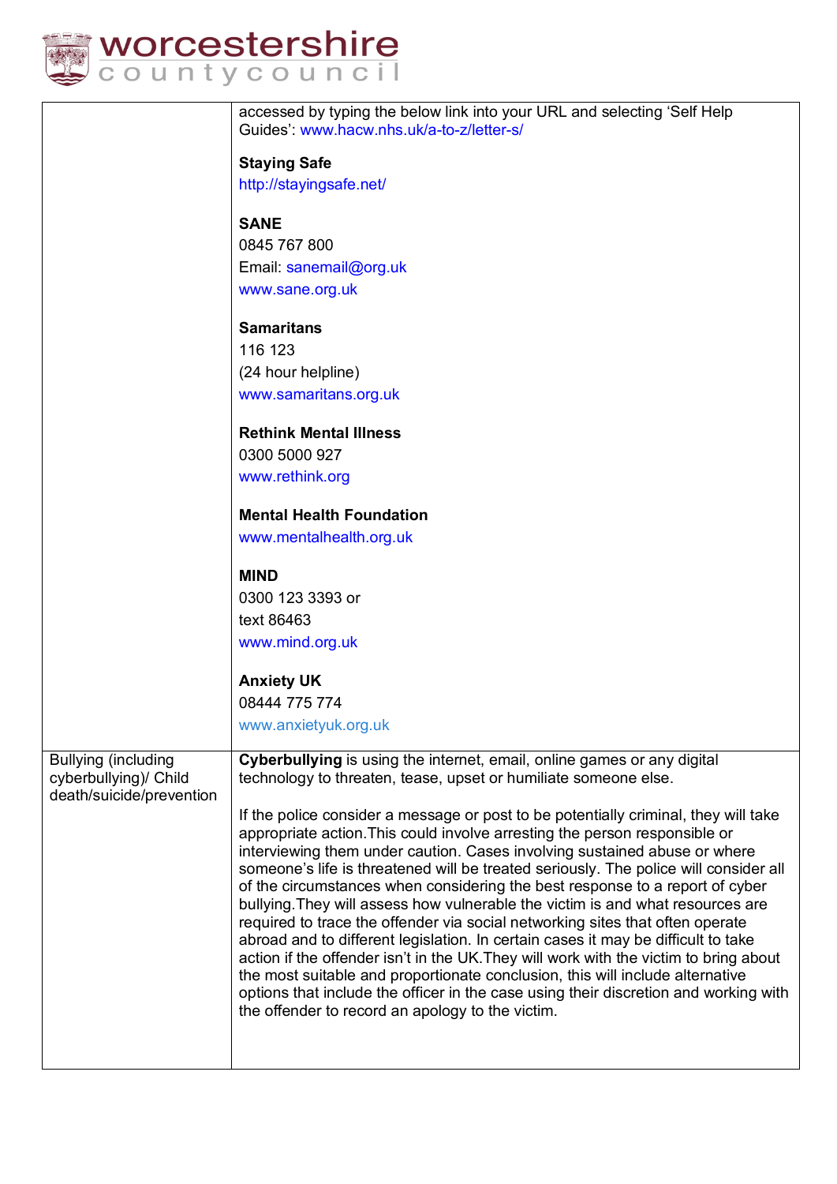| | |
|---|---|
| | accessed by typing the below link into your URL and selecting 'Self Help Guides': www.hacw.nhs.uk/a-to-z/letter-s/<br><br>**Staying Safe**<br>http://stayingsafe.net/<br><br>**SANE**<br>0845 767 800<br>Email: sanemail@org.uk<br>www.sane.org.uk<br><br>**Samaritans**<br>116 123<br>(24 hour helpline)<br>www.samaritans.org.uk<br><br>**Rethink Mental Illness**<br>0300 5000 927<br>www.rethink.org<br><br>**Mental Health Foundation**<br>www.mentalhealth.org.uk<br><br>**MIND**<br>0300 123 3393 or<br>text 86463<br>www.mind.org.uk<br><br>**Anxiety UK**<br>08444 775 774<br>www.anxietyuk.org.uk |
| Bullying (including cyberbullying)/ Child death/suicide/prevention | **Cyberbullying** is using the internet, email, online games or any digital technology to threaten, tease, upset or humiliate someone else.<br><br>If the police consider a message or post to be potentially criminal, they will take appropriate action.This could involve arresting the person responsible or interviewing them under caution. Cases involving sustained abuse or where someone's life is threatened will be treated seriously. The police will consider all of the circumstances when considering the best response to a report of cyber bullying.They will assess how vulnerable the victim is and what resources are required to trace the offender via social networking sites that often operate abroad and to different legislation. In certain cases it may be difficult to take action if the offender isn't in the UK.They will work with the victim to bring about the most suitable and proportionate conclusion, this will include alternative options that include the officer in the case using their discretion and working with the offender to record an apology to the victim. |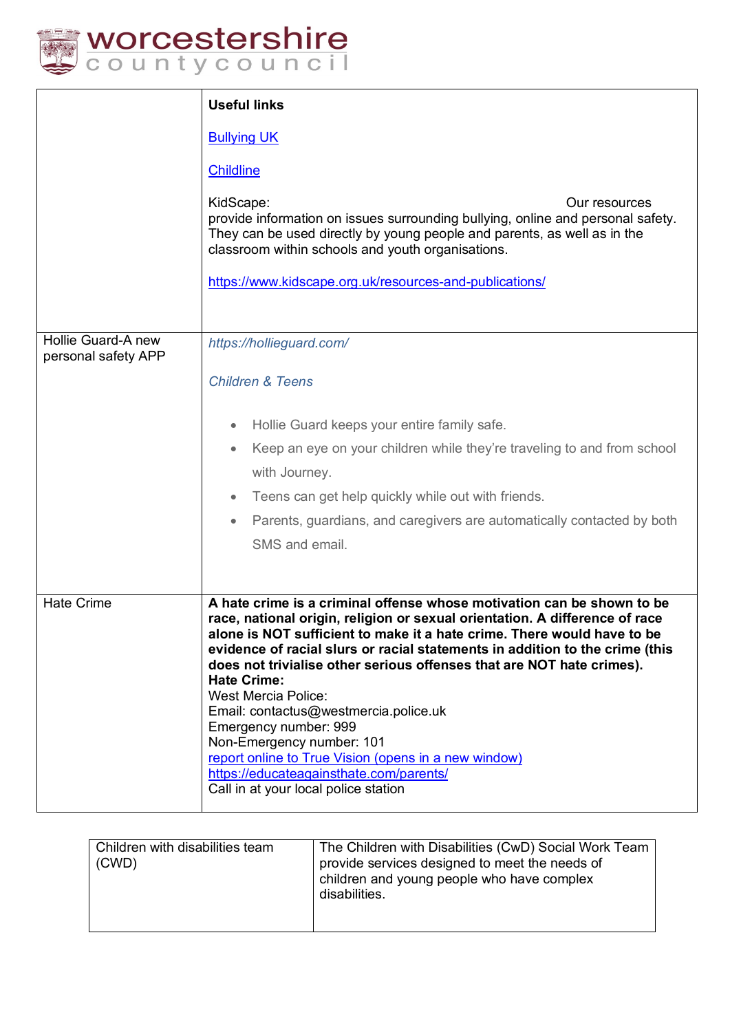| | **Useful links**<br><br>Bullying UK<br><br>Childline<br><br>KidScape: Our resources provide information on issues surrounding bullying, online and personal safety. They can be used directly by young people and parents, as well as in the classroom within schools and youth organisations.<br><br>https://www.kidscape.org.uk/resources-and-publications/ |
|---|---|
| Hollie Guard-A new personal safety APP | *https://hollieguard.com/*<br><br>*Children & Teens*<br><br>• Hollie Guard keeps your entire family safe.<br>• Keep an eye on your children while they're traveling to and from school with Journey.<br>• Teens can get help quickly while out with friends.<br>• Parents, guardians, and caregivers are automatically contacted by both SMS and email. |
| Hate Crime | **A hate crime is a criminal offense whose motivation can be shown to be race, national origin, religion or sexual orientation. A difference of race alone is NOT sufficient to make it a hate crime. There would have to be evidence of racial slurs or racial statements in addition to the crime (this does not trivialise other serious offenses that are NOT hate crimes).**<br>**Hate Crime:**<br>West Mercia Police:<br>Email: contactus@westmercia.police.uk<br>Emergency number: 999<br>Non-Emergency number: 101<br>report online to True Vision (opens in a new window)<br>https://educateagainsthate.com/parents/<br>Call in at your local police station |

| Children with disabilities team (CWD) | The Children with Disabilities (CwD) Social Work Team provide services designed to meet the needs of children and young people who have complex disabilities. |
|---|---|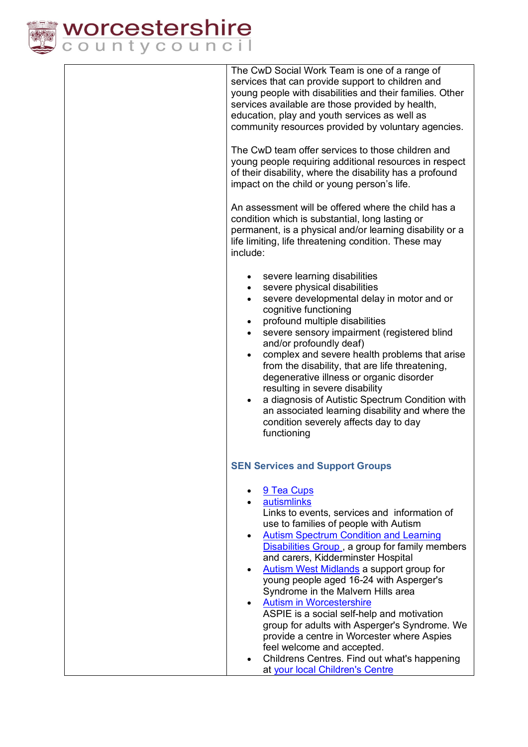| | |
|---|---|
| | The CwD Social Work Team is one of a range of services that can provide support to children and young people with disabilities and their families. Other services available are those provided by health, education, play and youth services as well as community resources provided by voluntary agencies.<br><br>The CwD team offer services to those children and young people requiring additional resources in respect of their disability, where the disability has a profound impact on the child or young person's life.<br><br>An assessment will be offered where the child has a condition which is substantial, long lasting or permanent, is a physical and/or learning disability or a life limiting, life threatening condition. These may include:<br><br>• severe learning disabilities<br>• severe physical disabilities<br>• severe developmental delay in motor and or cognitive functioning<br>• profound multiple disabilities<br>• severe sensory impairment (registered blind and/or profoundly deaf)<br>• complex and severe health problems that arise from the disability, that are life threatening, degenerative illness or organic disorder resulting in severe disability<br>• a diagnosis of Autistic Spectrum Condition with an associated learning disability and where the condition severely affects day to day functioning<br><br>**SEN Services and Support Groups**<br><br>• 9 Tea Cups<br>• autismlinks<br>Links to events, services and information of use to families of people with Autism<br>• Autism Spectrum Condition and Learning Disabilities Group , a group for family members and carers, Kidderminster Hospital<br>• Autism West Midlands a support group for young people aged 16-24 with Asperger's Syndrome in the Malvern Hills area<br>• Autism in Worcestershire<br>ASPIE is a social self-help and motivation group for adults with Asperger's Syndrome. We provide a centre in Worcester where Aspies feel welcome and accepted.<br>• Childrens Centres. Find out what's happening at your local Children's Centre |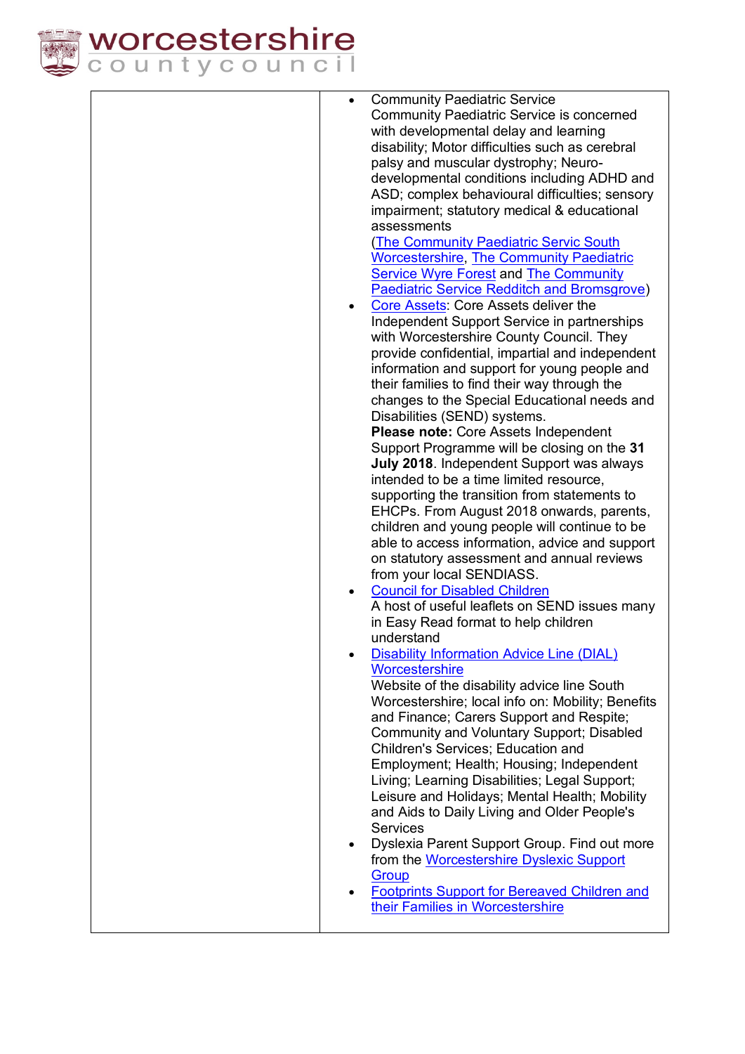| | |
|---|---|
| | • Community Paediatric Service<br>Community Paediatric Service is concerned with developmental delay and learning disability; Motor difficulties such as cerebral palsy and muscular dystrophy; Neuro-developmental conditions including ADHD and ASD; complex behavioural difficulties; sensory impairment; statutory medical & educational assessments<br>(The Community Paediatric Servic South Worcestershire, The Community Paediatric Service Wyre Forest and The Community Paediatric Service Redditch and Bromsgrove)<br>• Core Assets: Core Assets deliver the Independent Support Service in partnerships with Worcestershire County Council. They provide confidential, impartial and independent information and support for young people and their families to find their way through the changes to the Special Educational needs and Disabilities (SEND) systems.<br>**Please note:** Core Assets Independent Support Programme will be closing on the **31 July 2018**. Independent Support was always intended to be a time limited resource, supporting the transition from statements to EHCPs. From August 2018 onwards, parents, children and young people will continue to be able to access information, advice and support on statutory assessment and annual reviews from your local SENDIASS.<br>• Council for Disabled Children<br>A host of useful leaflets on SEND issues many in Easy Read format to help children understand<br>• Disability Information Advice Line (DIAL) Worcestershire<br>Website of the disability advice line South Worcestershire; local info on: Mobility; Benefits and Finance; Carers Support and Respite; Community and Voluntary Support; Disabled Children's Services; Education and Employment; Health; Housing; Independent Living; Learning Disabilities; Legal Support; Leisure and Holidays; Mental Health; Mobility and Aids to Daily Living and Older People's Services<br>• Dyslexia Parent Support Group. Find out more from the Worcestershire Dyslexic Support Group<br>• Footprints Support for Bereaved Children and their Families in Worcestershire |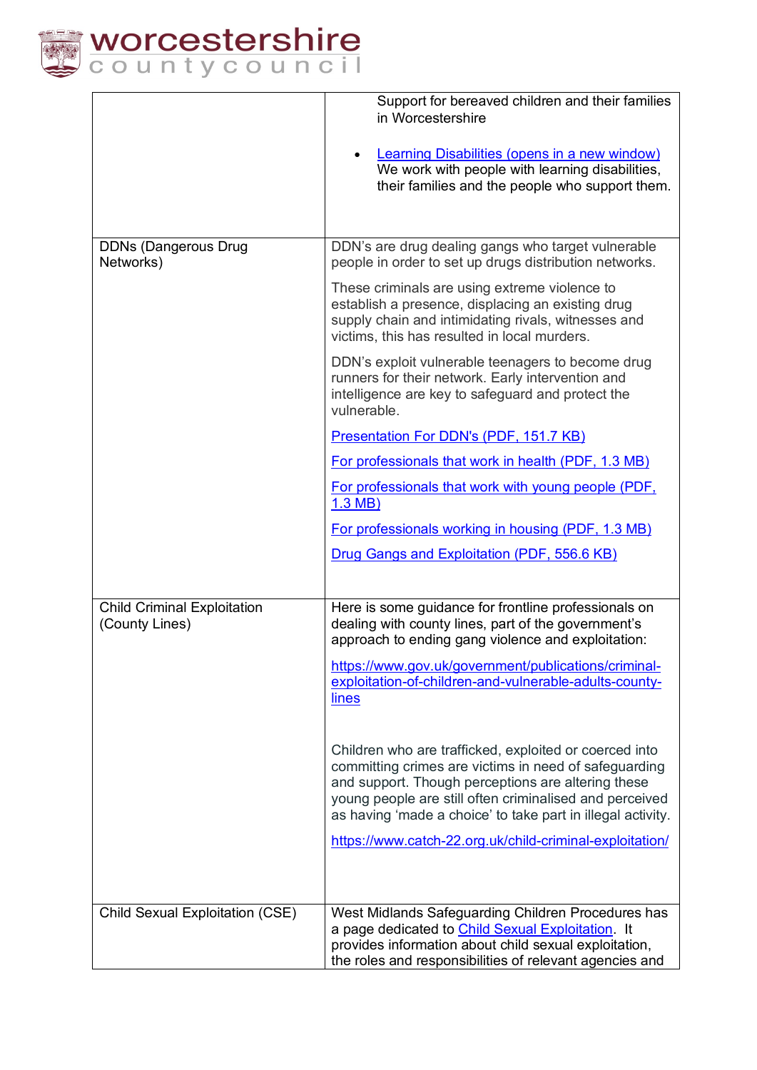| | |
|---|---|
| | Support for bereaved children and their families in Worcestershire<br><br>• Learning Disabilities (opens in a new window)<br>We work with people with learning disabilities, their families and the people who support them. |
| DDNs (Dangerous Drug Networks) | DDN's are drug dealing gangs who target vulnerable people in order to set up drugs distribution networks.<br><br>These criminals are using extreme violence to establish a presence, displacing an existing drug supply chain and intimidating rivals, witnesses and victims, this has resulted in local murders.<br><br>DDN's exploit vulnerable teenagers to become drug runners for their network. Early intervention and intelligence are key to safeguard and protect the vulnerable.<br><br>Presentation For DDN's (PDF, 151.7 KB)<br><br>For professionals that work in health (PDF, 1.3 MB)<br><br>For professionals that work with young people (PDF, 1.3 MB)<br><br>For professionals working in housing (PDF, 1.3 MB)<br><br>Drug Gangs and Exploitation (PDF, 556.6 KB) |
| Child Criminal Exploitation (County Lines) | Here is some guidance for frontline professionals on dealing with county lines, part of the government's approach to ending gang violence and exploitation:<br><br>https://www.gov.uk/government/publications/criminal-exploitation-of-children-and-vulnerable-adults-county-lines<br><br>Children who are trafficked, exploited or coerced into committing crimes are victims in need of safeguarding and support. Though perceptions are altering these young people are still often criminalised and perceived as having 'made a choice' to take part in illegal activity.<br><br>https://www.catch-22.org.uk/child-criminal-exploitation/ |
| Child Sexual Exploitation (CSE) | West Midlands Safeguarding Children Procedures has a page dedicated to Child Sexual Exploitation. It provides information about child sexual exploitation, the roles and responsibilities of relevant agencies and |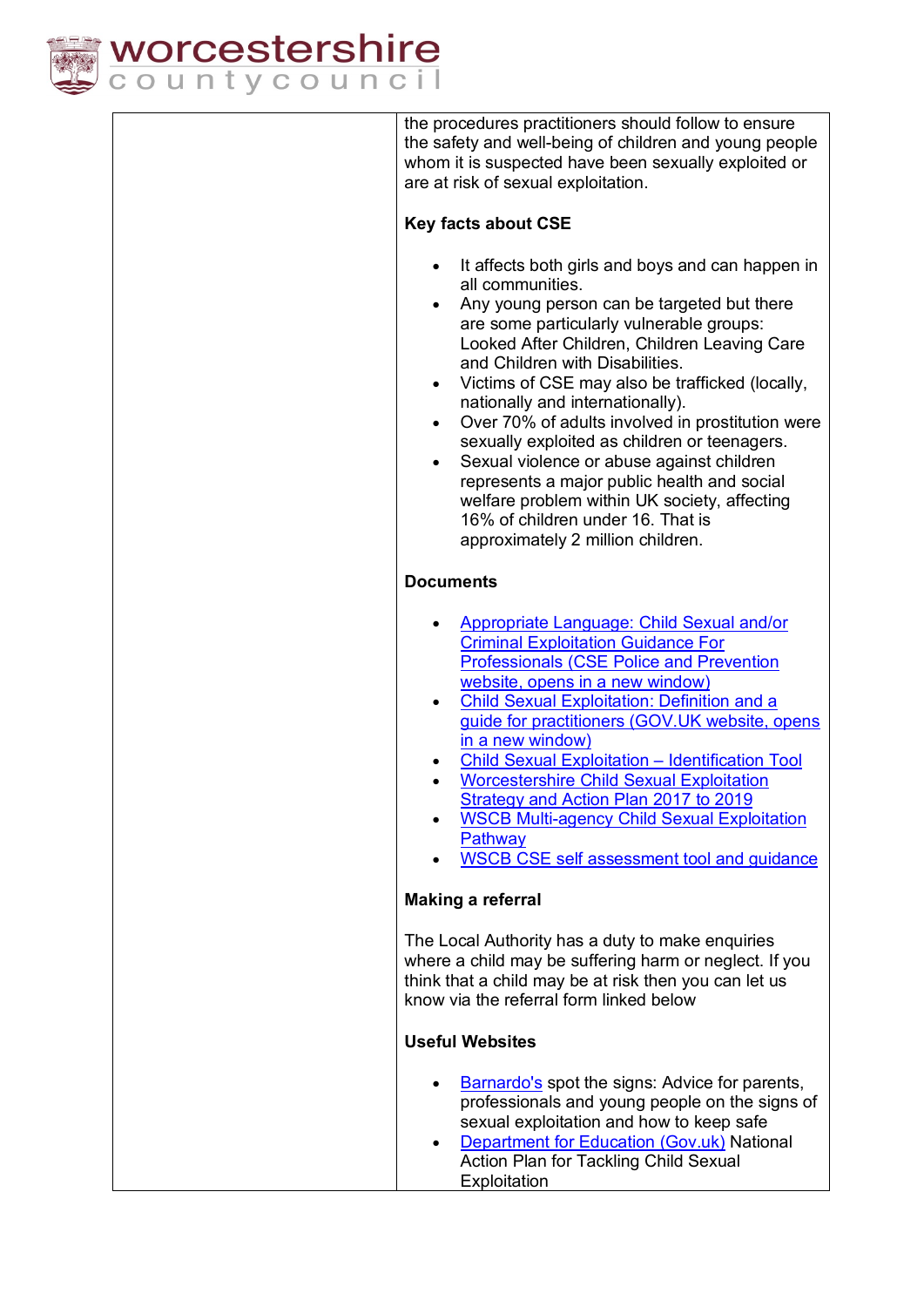the procedures practitioners should follow to ensure the safety and well-being of children and young people whom it is suspected have been sexually exploited or are at risk of sexual exploitation.

**Key facts about CSE**

- It affects both girls and boys and can happen in all communities.
- Any young person can be targeted but there are some particularly vulnerable groups: Looked After Children, Children Leaving Care and Children with Disabilities.
- Victims of CSE may also be trafficked (locally, nationally and internationally).
- Over 70% of adults involved in prostitution were sexually exploited as children or teenagers.
- Sexual violence or abuse against children represents a major public health and social welfare problem within UK society, affecting 16% of children under 16. That is approximately 2 million children.

**Documents**

- Appropriate Language: Child Sexual and/or Criminal Exploitation Guidance For Professionals (CSE Police and Prevention website, opens in a new window)
- Child Sexual Exploitation: Definition and a guide for practitioners (GOV.UK website, opens in a new window)
- Child Sexual Exploitation – Identification Tool
- Worcestershire Child Sexual Exploitation Strategy and Action Plan 2017 to 2019
- WSCB Multi-agency Child Sexual Exploitation Pathway
- WSCB CSE self assessment tool and guidance

**Making a referral**

The Local Authority has a duty to make enquiries where a child may be suffering harm or neglect. If you think that a child may be at risk then you can let us know via the referral form linked below

**Useful Websites**

- Barnardo's spot the signs: Advice for parents, professionals and young people on the signs of sexual exploitation and how to keep safe
- Department for Education (Gov.uk) National Action Plan for Tackling Child Sexual Exploitation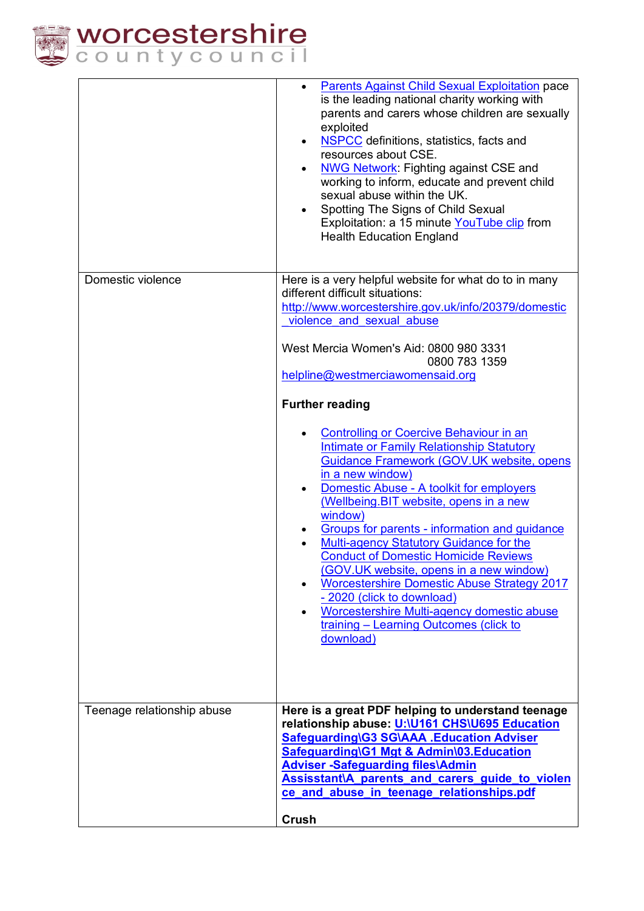| | |
|---|---|
| | • Parents Against Child Sexual Exploitation pace is the leading national charity working with parents and carers whose children are sexually exploited<br>• NSPCC definitions, statistics, facts and resources about CSE.<br>• NWG Network: Fighting against CSE and working to inform, educate and prevent child sexual abuse within the UK.<br>• Spotting The Signs of Child Sexual Exploitation: a 15 minute YouTube clip from Health Education England |
| Domestic violence | Here is a very helpful website for what do to in many different difficult situations:<br>http://www.worcestershire.gov.uk/info/20379/domestic_violence_and_sexual_abuse<br><br>West Mercia Women's Aid: 0800 980 3331<br>0800 783 1359<br>helpline@westmerciawomensaid.org<br><br>**Further reading**<br><br>• Controlling or Coercive Behaviour in an Intimate or Family Relationship Statutory Guidance Framework (GOV.UK website, opens in a new window)<br>• Domestic Abuse - A toolkit for employers (Wellbeing.BIT website, opens in a new window)<br>• Groups for parents - information and guidance<br>• Multi-agency Statutory Guidance for the Conduct of Domestic Homicide Reviews (GOV.UK website, opens in a new window)<br>• Worcestershire Domestic Abuse Strategy 2017 - 2020 (click to download)<br>• Worcestershire Multi-agency domestic abuse training – Learning Outcomes (click to download) |
| Teenage relationship abuse | **Here is a great PDF helping to understand teenage relationship abuse: U:\U161 CHS\U695 Education Safeguarding\G3 SG\AAA .Education Adviser Safeguarding\G1 Mgt & Admin\03.Education Adviser -Safeguarding files\Admin Assisstant\A_parents_and_carers_guide_to_violence_and_abuse_in_teenage_relationships.pdf**<br><br>**Crush** |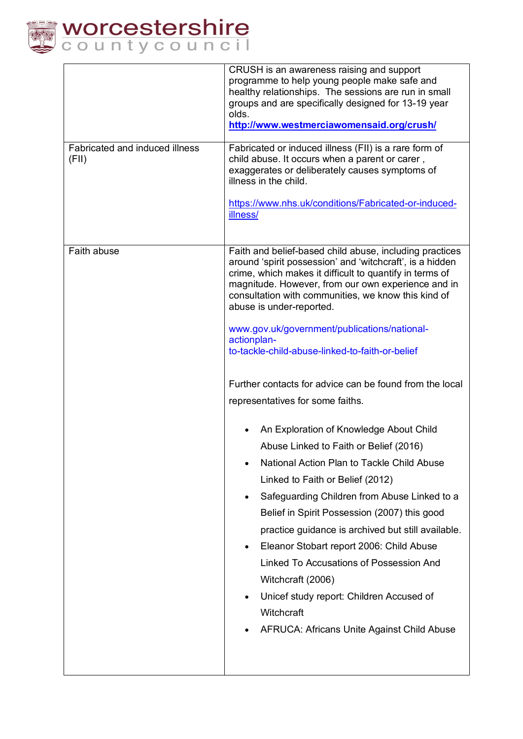| | |
|---|---|
| | CRUSH is an awareness raising and support programme to help young people make safe and healthy relationships. The sessions are run in small groups and are specifically designed for 13-19 year olds.<br>**http://www.westmerciawomensaid.org/crush/** |
| Fabricated and induced illness (FII) | Fabricated or induced illness (FII) is a rare form of child abuse. It occurs when a parent or carer , exaggerates or deliberately causes symptoms of illness in the child.<br><br>https://www.nhs.uk/conditions/Fabricated-or-induced-illness/ |
| Faith abuse | Faith and belief-based child abuse, including practices around 'spirit possession' and 'witchcraft', is a hidden crime, which makes it difficult to quantify in terms of magnitude. However, from our own experience and in consultation with communities, we know this kind of abuse is under-reported.<br><br>www.gov.uk/government/publications/national-actionplan-to-tackle-child-abuse-linked-to-faith-or-belief<br><br>Further contacts for advice can be found from the local representatives for some faiths.<br><br>• An Exploration of Knowledge About Child Abuse Linked to Faith or Belief (2016)<br>• National Action Plan to Tackle Child Abuse Linked to Faith or Belief (2012)<br>• Safeguarding Children from Abuse Linked to a Belief in Spirit Possession (2007) this good practice guidance is archived but still available.<br>• Eleanor Stobart report 2006: Child Abuse Linked To Accusations of Possession And Witchcraft (2006)<br>• Unicef study report: Children Accused of Witchcraft<br>• AFRUCA: Africans Unite Against Child Abuse |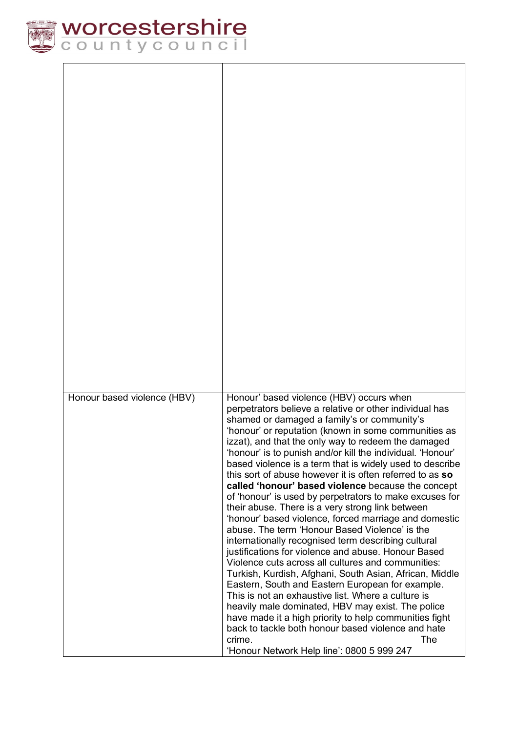| | |
|---|---|
| | |
| Honour based violence (HBV) | Honour' based violence (HBV) occurs when perpetrators believe a relative or other individual has shamed or damaged a family's or community's 'honour' or reputation (known in some communities as izzat), and that the only way to redeem the damaged 'honour' is to punish and/or kill the individual. 'Honour' based violence is a term that is widely used to describe this sort of abuse however it is often referred to as **so called 'honour' based violence** because the concept of 'honour' is used by perpetrators to make excuses for their abuse. There is a very strong link between 'honour' based violence, forced marriage and domestic abuse. The term 'Honour Based Violence' is the internationally recognised term describing cultural justifications for violence and abuse. Honour Based Violence cuts across all cultures and communities: Turkish, Kurdish, Afghani, South Asian, African, Middle Eastern, South and Eastern European for example. This is not an exhaustive list. Where a culture is heavily male dominated, HBV may exist. The police have made it a high priority to help communities fight back to tackle both honour based violence and hate crime. The 'Honour Network Help line': 0800 5 999 247 |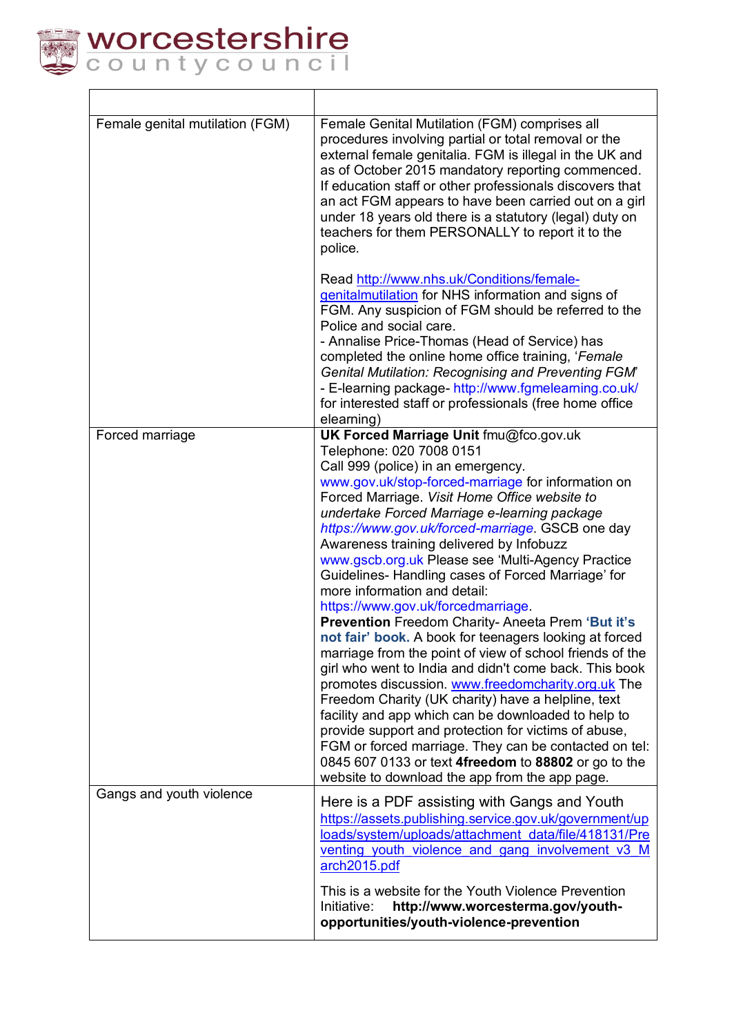| | |
|---|---|
| Female genital mutilation (FGM) | Female Genital Mutilation (FGM) comprises all procedures involving partial or total removal or the external female genitalia. FGM is illegal in the UK and as of October 2015 mandatory reporting commenced. If education staff or other professionals discovers that an act FGM appears to have been carried out on a girl under 18 years old there is a statutory (legal) duty on teachers for them PERSONALLY to report it to the police.<br><br>Read http://www.nhs.uk/Conditions/female-genitalmutilation for NHS information and signs of FGM. Any suspicion of FGM should be referred to the Police and social care.<br>- Annalise Price-Thomas (Head of Service) has completed the online home office training, '*Female Genital Mutilation: Recognising and Preventing FGM*'<br>- E-learning package- http://www.fgmelearning.co.uk/ for interested staff or professionals (free home office elearning) |
| Forced marriage | **UK Forced Marriage Unit** fmu@fco.gov.uk<br>Telephone: 020 7008 0151<br>Call 999 (police) in an emergency.<br>www.gov.uk/stop-forced-marriage for information on Forced Marriage. *Visit Home Office website to undertake Forced Marriage e-learning package https://www.gov.uk/forced-marriage*. GSCB one day Awareness training delivered by Infobuzz www.gscb.org.uk Please see 'Multi-Agency Practice Guidelines- Handling cases of Forced Marriage' for more information and detail: https://www.gov.uk/forcedmarriage.<br>**Prevention** Freedom Charity- Aneeta Prem **'But it's not fair' book.** A book for teenagers looking at forced marriage from the point of view of school friends of the girl who went to India and didn't come back. This book promotes discussion. www.freedomcharity.org.uk The Freedom Charity (UK charity) have a helpline, text facility and app which can be downloaded to help to provide support and protection for victims of abuse, FGM or forced marriage. They can be contacted on tel: 0845 607 0133 or text **4freedom** to **88802** or go to the website to download the app from the app page. |
| Gangs and youth violence | Here is a PDF assisting with Gangs and Youth https://assets.publishing.service.gov.uk/government/uploads/system/uploads/attachment_data/file/418131/Preventing_youth_violence_and_gang_involvement_v3_March2015.pdf<br><br>This is a website for the Youth Violence Prevention Initiative: **http://www.worcesterma.gov/youth-opportunities/youth-violence-prevention** |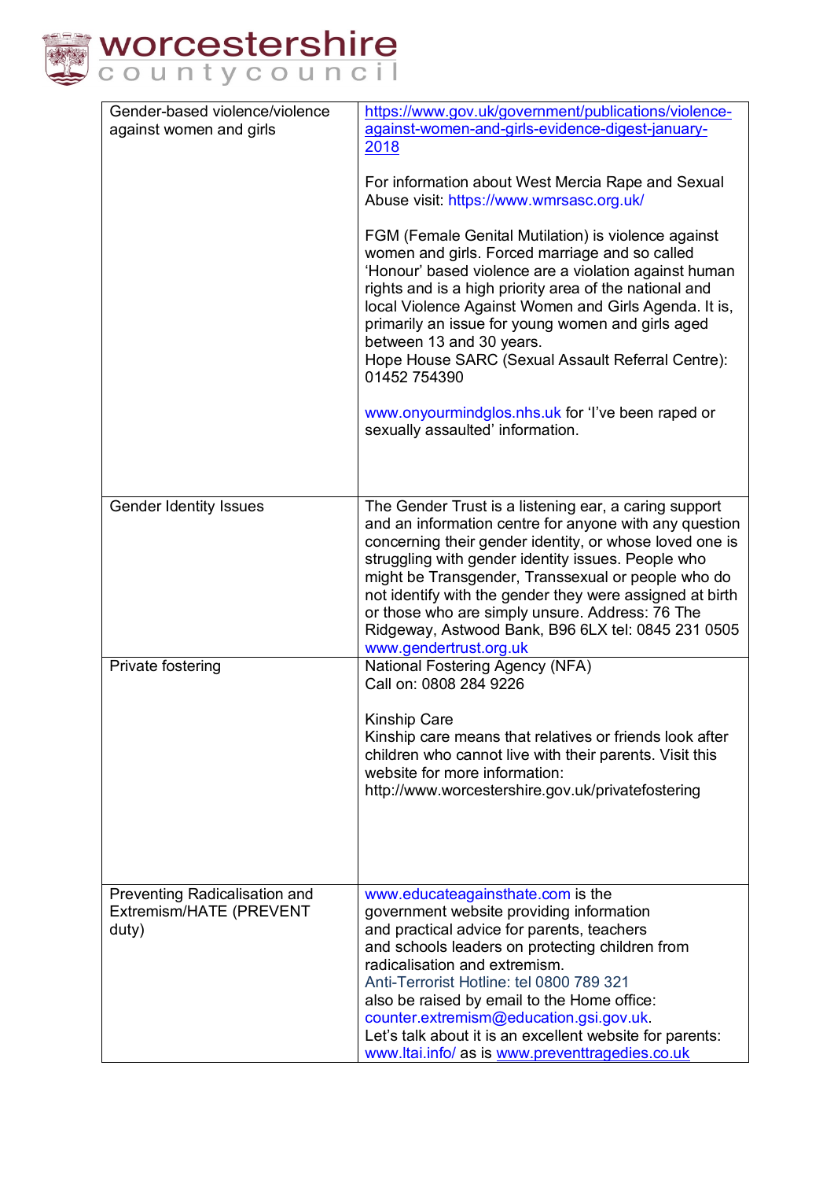| | |
|---|---|
| Gender-based violence/violence against women and girls | https://www.gov.uk/government/publications/violence-against-women-and-girls-evidence-digest-january-2018<br><br>For information about West Mercia Rape and Sexual Abuse visit: https://www.wmrsasc.org.uk/<br><br>FGM (Female Genital Mutilation) is violence against women and girls. Forced marriage and so called 'Honour' based violence are a violation against human rights and is a high priority area of the national and local Violence Against Women and Girls Agenda. It is, primarily an issue for young women and girls aged between 13 and 30 years.<br>Hope House SARC (Sexual Assault Referral Centre): 01452 754390<br><br>www.onyourmindglos.nhs.uk for 'I've been raped or sexually assaulted' information. |
| Gender Identity Issues | The Gender Trust is a listening ear, a caring support and an information centre for anyone with any question concerning their gender identity, or whose loved one is struggling with gender identity issues. People who might be Transgender, Transsexual or people who do not identify with the gender they were assigned at birth or those who are simply unsure. Address: 76 The Ridgeway, Astwood Bank, B96 6LX tel: 0845 231 0505 www.gendertrust.org.uk |
| Private fostering | National Fostering Agency (NFA)<br>Call on: 0808 284 9226<br><br>Kinship Care<br>Kinship care means that relatives or friends look after children who cannot live with their parents. Visit this website for more information:<br>http://www.worcestershire.gov.uk/privatefostering |
| Preventing Radicalisation and Extremism/HATE (PREVENT duty) | www.educateagainsthate.com is the government website providing information and practical advice for parents, teachers and schools leaders on protecting children from radicalisation and extremism.<br>Anti-Terrorist Hotline: tel 0800 789 321<br>also be raised by email to the Home office: counter.extremism@education.gsi.gov.uk.<br>Let's talk about it is an excellent website for parents: www.ltai.info/ as is www.preventtragedies.co.uk |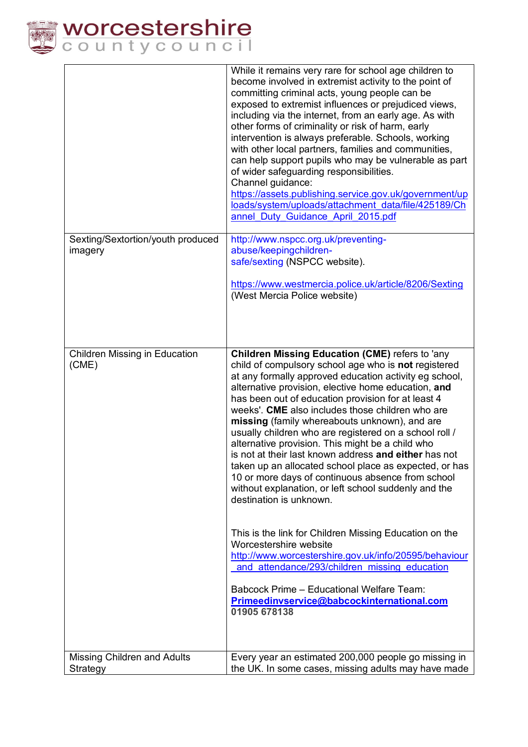| | |
|---|---|
| | While it remains very rare for school age children to become involved in extremist activity to the point of committing criminal acts, young people can be exposed to extremist influences or prejudiced views, including via the internet, from an early age. As with other forms of criminality or risk of harm, early intervention is always preferable. Schools, working with other local partners, families and communities, can help support pupils who may be vulnerable as part of wider safeguarding responsibilities.<br>Channel guidance:<br>https://assets.publishing.service.gov.uk/government/uploads/system/uploads/attachment_data/file/425189/Channel_Duty_Guidance_April_2015.pdf |
| Sexting/Sextortion/youth produced imagery | http://www.nspcc.org.uk/preventing-abuse/keepingchildren-safe/sexting (NSPCC website).<br><br>https://www.westmercia.police.uk/article/8206/Sexting (West Mercia Police website) |
| Children Missing in Education (CME) | **Children Missing Education (CME)** refers to 'any child of compulsory school age who is **not** registered at any formally approved education activity eg school, alternative provision, elective home education, **and** has been out of education provision for at least 4 weeks'. **CME** also includes those children who are **missing** (family whereabouts unknown), and are usually children who are registered on a school roll / alternative provision. This might be a child who is not at their last known address **and either** has not taken up an allocated school place as expected, or has 10 or more days of continuous absence from school without explanation, or left school suddenly and the destination is unknown.<br><br>This is the link for Children Missing Education on the Worcestershire website<br>http://www.worcestershire.gov.uk/info/20595/behaviour_and_attendance/293/children_missing_education<br><br>Babcock Prime – Educational Welfare Team:<br>**Primeedinvservice@babcockinternational.com**<br>**01905 678138** |
| Missing Children and Adults Strategy | Every year an estimated 200,000 people go missing in the UK. In some cases, missing adults may have made |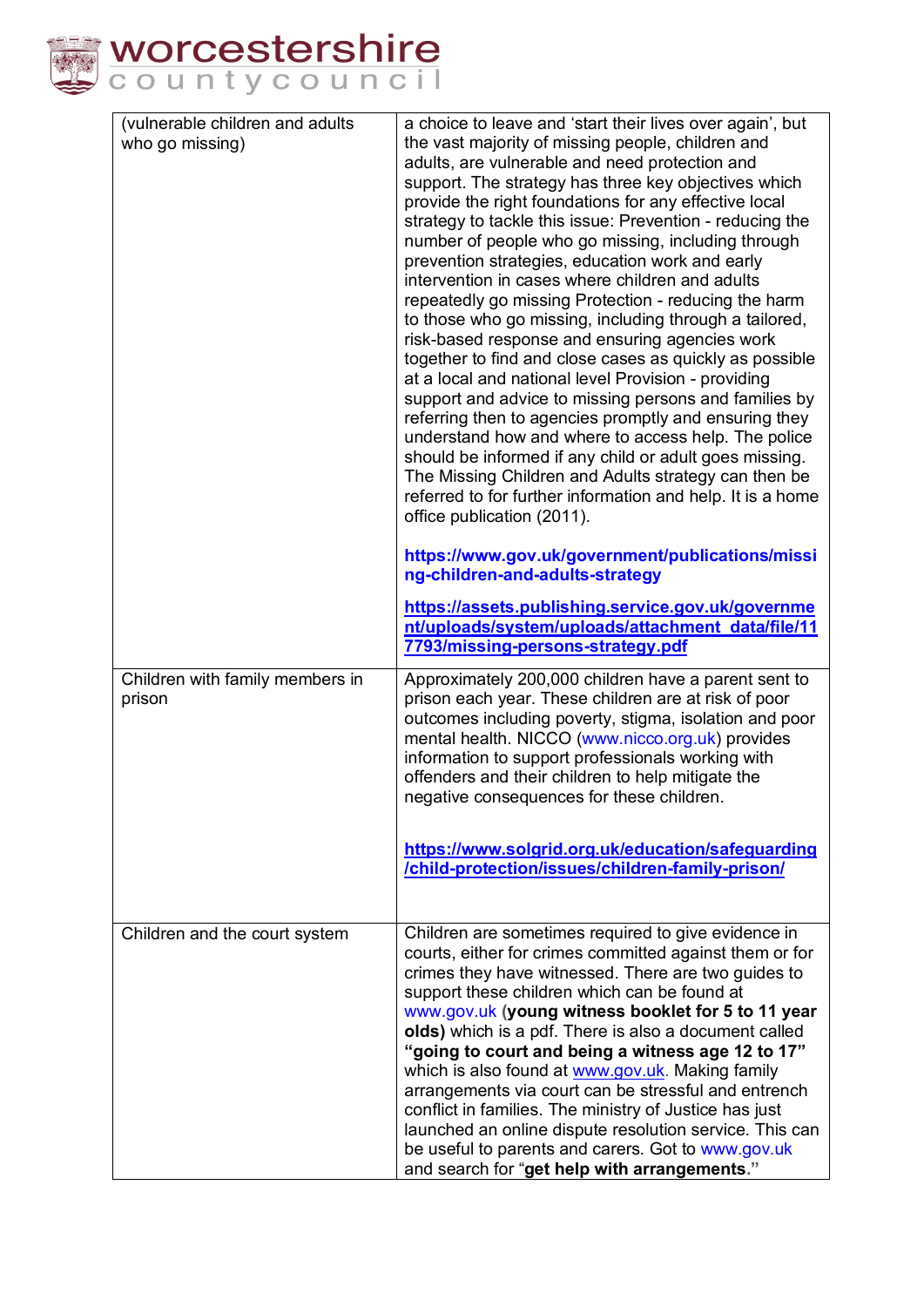| | |
|---|---|
| (vulnerable children and adults who go missing) | a choice to leave and 'start their lives over again', but the vast majority of missing people, children and adults, are vulnerable and need protection and support. The strategy has three key objectives which provide the right foundations for any effective local strategy to tackle this issue: Prevention - reducing the number of people who go missing, including through prevention strategies, education work and early intervention in cases where children and adults repeatedly go missing Protection - reducing the harm to those who go missing, including through a tailored, risk-based response and ensuring agencies work together to find and close cases as quickly as possible at a local and national level Provision - providing support and advice to missing persons and families by referring then to agencies promptly and ensuring they understand how and where to access help. The police should be informed if any child or adult goes missing. The Missing Children and Adults strategy can then be referred to for further information and help. It is a home office publication (2011).<br><br>**https://www.gov.uk/government/publications/missing-children-and-adults-strategy**<br><br>**https://assets.publishing.service.gov.uk/government/uploads/system/uploads/attachment_data/file/117793/missing-persons-strategy.pdf** |
| Children with family members in prison | Approximately 200,000 children have a parent sent to prison each year. These children are at risk of poor outcomes including poverty, stigma, isolation and poor mental health. NICCO (www.nicco.org.uk) provides information to support professionals working with offenders and their children to help mitigate the negative consequences for these children.<br><br>**https://www.solgrid.org.uk/education/safeguarding/child-protection/issues/children-family-prison/** |
| Children and the court system | Children are sometimes required to give evidence in courts, either for crimes committed against them or for crimes they have witnessed. There are two guides to support these children which can be found at www.gov.uk (**young witness booklet for 5 to 11 year olds)** which is a pdf. There is also a document called **"going to court and being a witness age 12 to 17"** which is also found at www.gov.uk. Making family arrangements via court can be stressful and entrench conflict in families. The ministry of Justice has just launched an online dispute resolution service. This can be useful to parents and carers. Got to www.gov.uk and search for "**get help with arrangements.**" |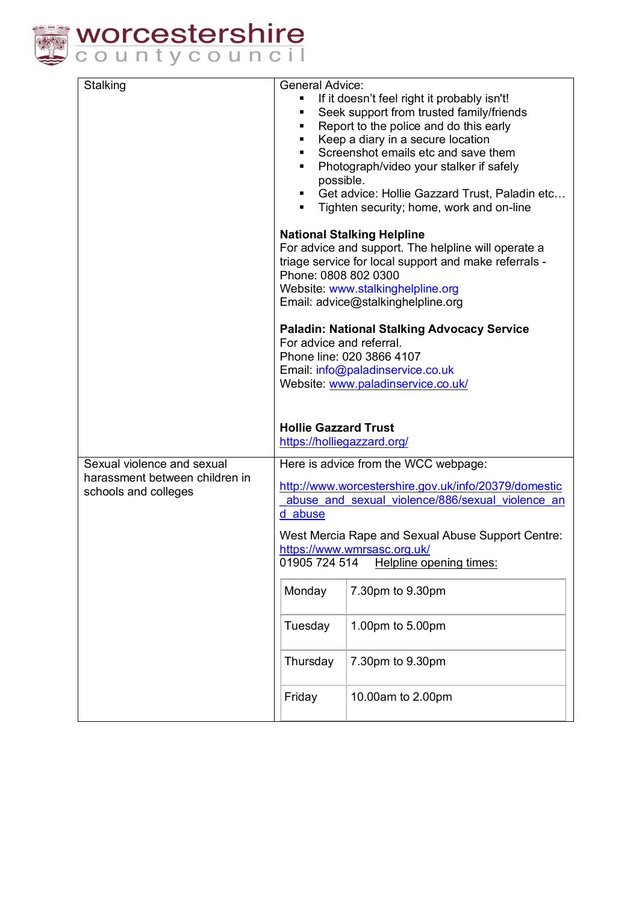| | |
|---|---|
| Stalking | General Advice:<br>▪ If it doesn't feel right it probably isn't!<br>▪ Seek support from trusted family/friends<br>▪ Report to the police and do this early<br>▪ Keep a diary in a secure location<br>▪ Screenshot emails etc and save them<br>▪ Photograph/video your stalker if safely possible.<br>▪ Get advice: Hollie Gazzard Trust, Paladin etc…<br>▪ Tighten security; home, work and on-line<br><br>**National Stalking Helpline**<br>For advice and support. The helpline will operate a triage service for local support and make referrals -<br>Phone: 0808 802 0300<br>Website: www.stalkinghelpline.org<br>Email: advice@stalkinghelpline.org<br><br>**Paladin: National Stalking Advocacy Service**<br>For advice and referral.<br>Phone line: 020 3866 4107<br>Email: info@paladinservice.co.uk<br>Website: www.paladinservice.co.uk/<br><br>**Hollie Gazzard Trust**<br>https://holliegazzard.org/ |
| Sexual violence and sexual harassment between children in schools and colleges | Here is advice from the WCC webpage:<br><br>http://www.worcestershire.gov.uk/info/20379/domestic_abuse_and_sexual_violence/886/sexual_violence_and_abuse<br><br>West Mercia Rape and Sexual Abuse Support Centre:<br>https://www.wmrsasc.org.uk/<br>01905 724 514 Helpline opening times:<br><br>Monday: 7.30pm to 9.30pm<br>Tuesday: 1.00pm to 5.00pm<br>Thursday: 7.30pm to 9.30pm<br>Friday: 10.00am to 2.00pm |